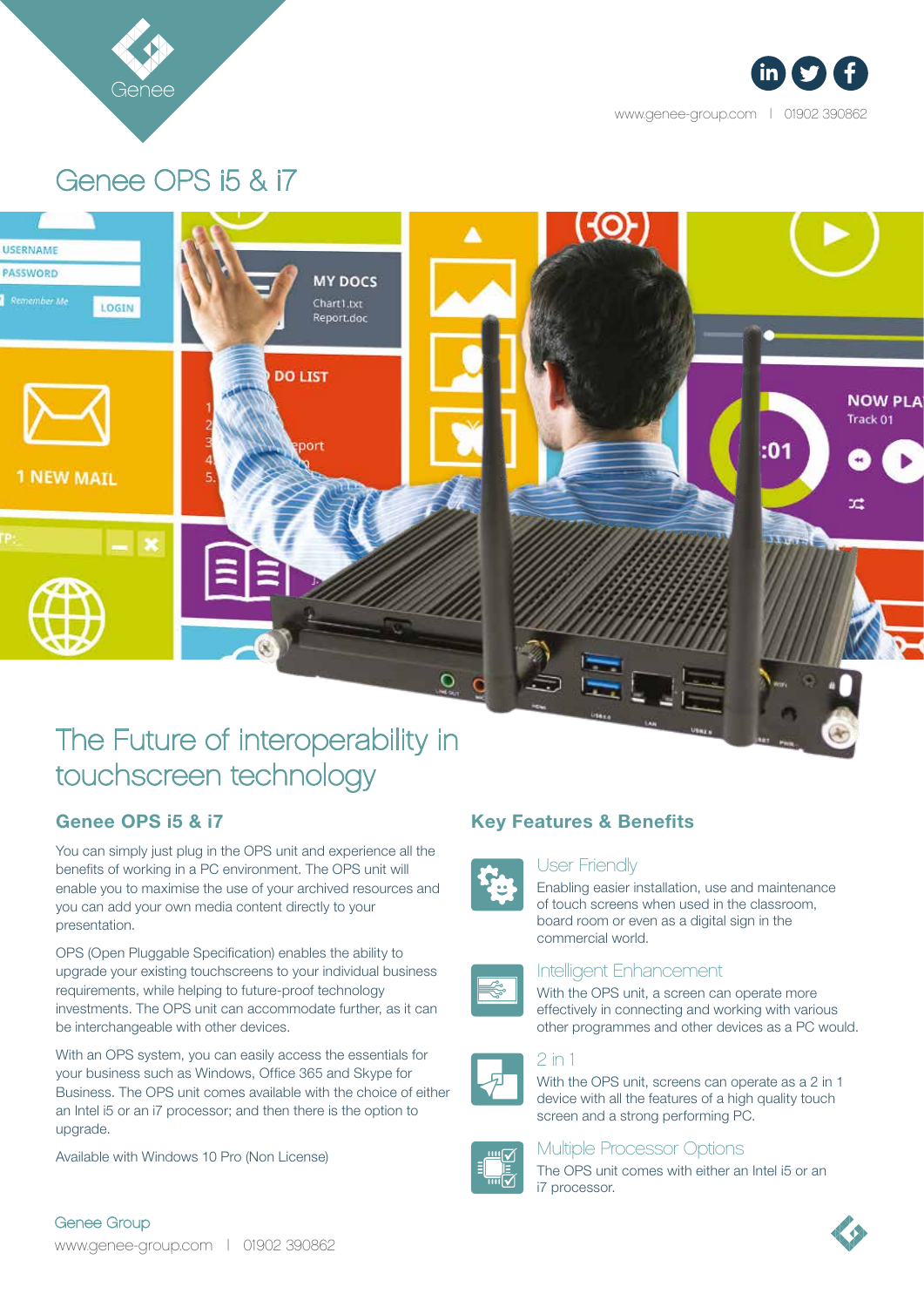www.genee-group.com | 01902 390862

# Genee OPS i5 & i7

## The Future of interoperability in touchscreen technology

### Genee OPS i5 & i7

You can simply just plug in the OPS unit and experience all the benefits of working in a PC environment. The OPS unit will enable you to maximise the use of your archived resources and you can add your own media content directly to your presentation.

OPS (Open Pluggable Specification) enables the ability to upgrade your existing touchscreens to your individual business requirements, while helping to future-proof technology investments. The OPS unit can accommodate further, as it can be interchangeable with other devices.

With an OPS system, you can easily access the essentials for your business such as Windows, Office 365 and Skype for Business. The OPS unit comes available with the choice of either an Intel i5 or an i7 processor; and then there is the option to upgrade.

Available with Windows 10 Pro (Non License)

### Key Features & Benefits

#### User Friendly

Enabling easier installation, use and maintenance of touch screens when used in the classroom, board room or even as a digital sign in the commercial world.

#### Intelligent Enhancement

With the OPS unit, a screen can operate more effectively in connecting and working with various other programmes and other devices as a PC would.

#### 2 in 1

With the OPS unit, screens can operate as a 2 in 1 device with all the features of a high quality touch screen and a strong performing PC.

#### Multiple Processor Options

The OPS unit comes with either an Intel i5 or an i7 processor.

Genee Group
www.genee-group.com | 01902 390862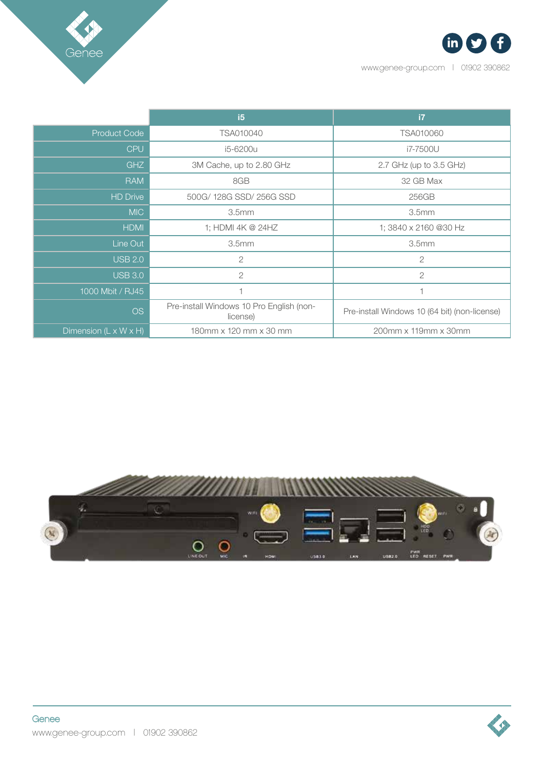| | i5 | i7 |
|---|---|---|
| Product Code | TSA010040 | TSA010060 |
| CPU | i5-6200u | i7-7500U |
| GHZ | 3M Cache, up to 2.80 GHz | 2.7 GHz (up to 3.5 GHz) |
| RAM | 8GB | 32 GB Max |
| HD Drive | 500G/ 128G SSD/ 256G SSD | 256GB |
| MIC | 3.5mm | 3.5mm |
| HDMI | 1; HDMI 4K @ 24HZ | 1; 3840 x 2160 @30 Hz |
| Line Out | 3.5mm | 3.5mm |
| USB 2.0 | 2 | 2 |
| USB 3.0 | 2 | 2 |
| 1000 Mbit / RJ45 | 1 | 1 |
| OS | Pre-install Windows 10 Pro English (non-license) | Pre-install Windows 10 (64 bit) (non-license) |
| Dimension (L x W x H) | 180mm x 120 mm x 30 mm | 200mm x 119mm x 30mm |